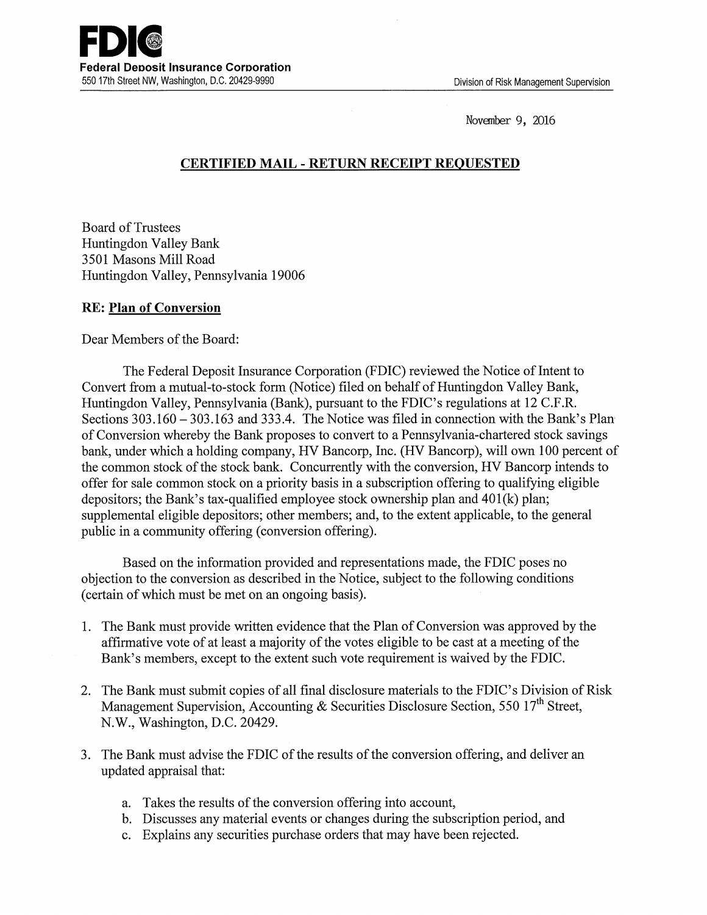**FDIC**
**Federal Deposit Insurance Corporation**
550 17th Street NW, Washington, D.C. 20429-9990

Division of Risk Management Supervision

November 9, 2016

**CERTIFIED MAIL - RETURN RECEIPT REQUESTED**

Board of Trustees
Huntingdon Valley Bank
3501 Masons Mill Road
Huntingdon Valley, Pennsylvania 19006

**RE: Plan of Conversion**

Dear Members of the Board:

The Federal Deposit Insurance Corporation (FDIC) reviewed the Notice of Intent to Convert from a mutual-to-stock form (Notice) filed on behalf of Huntingdon Valley Bank, Huntingdon Valley, Pennsylvania (Bank), pursuant to the FDIC's regulations at 12 C.F.R. Sections 303.160 – 303.163 and 333.4. The Notice was filed in connection with the Bank's Plan of Conversion whereby the Bank proposes to convert to a Pennsylvania-chartered stock savings bank, under which a holding company, HV Bancorp, Inc. (HV Bancorp), will own 100 percent of the common stock of the stock bank. Concurrently with the conversion, HV Bancorp intends to offer for sale common stock on a priority basis in a subscription offering to qualifying eligible depositors; the Bank's tax-qualified employee stock ownership plan and 401(k) plan; supplemental eligible depositors; other members; and, to the extent applicable, to the general public in a community offering (conversion offering).

Based on the information provided and representations made, the FDIC poses no objection to the conversion as described in the Notice, subject to the following conditions (certain of which must be met on an ongoing basis).

1. The Bank must provide written evidence that the Plan of Conversion was approved by the affirmative vote of at least a majority of the votes eligible to be cast at a meeting of the Bank's members, except to the extent such vote requirement is waived by the FDIC.

2. The Bank must submit copies of all final disclosure materials to the FDIC's Division of Risk Management Supervision, Accounting & Securities Disclosure Section, 550 17th Street, N.W., Washington, D.C. 20429.

3. The Bank must advise the FDIC of the results of the conversion offering, and deliver an updated appraisal that:

   a. Takes the results of the conversion offering into account,
   b. Discusses any material events or changes during the subscription period, and
   c. Explains any securities purchase orders that may have been rejected.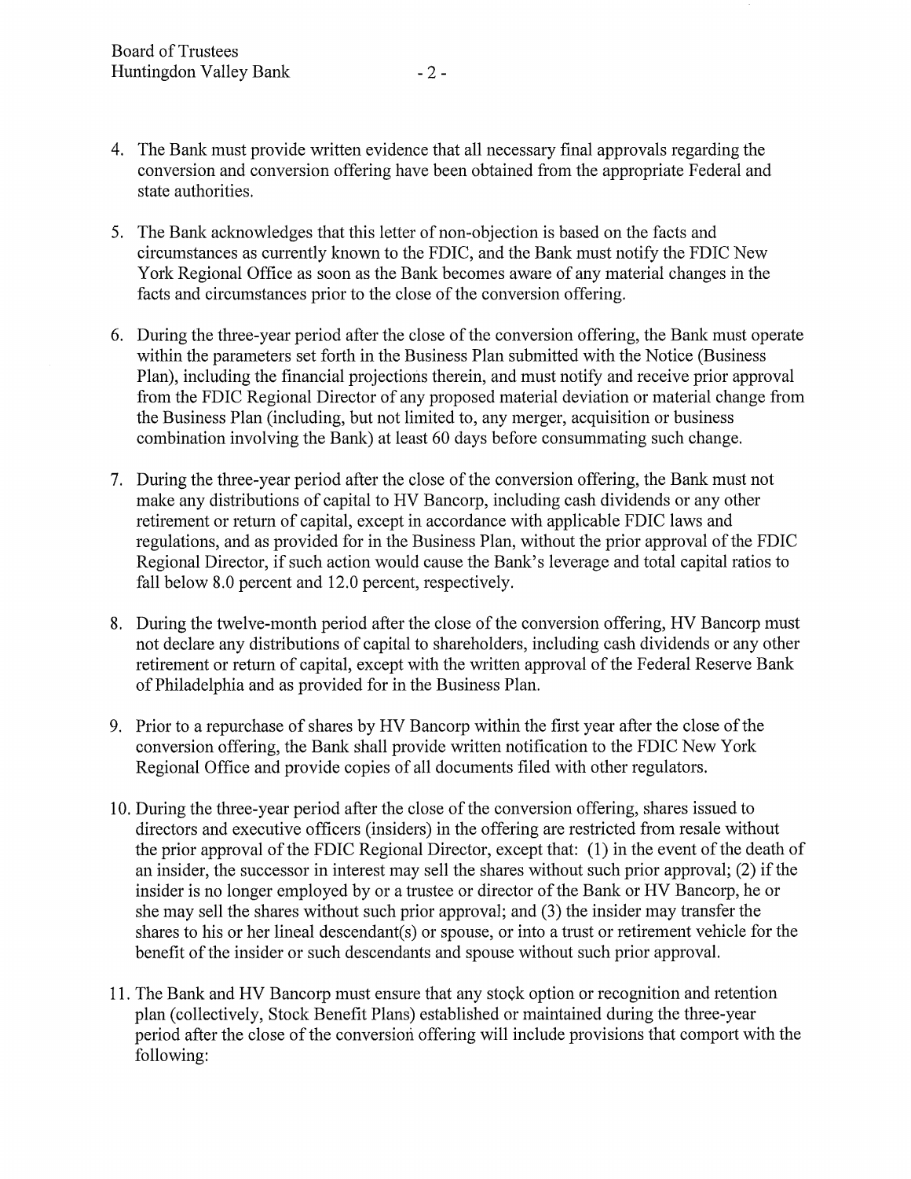4. The Bank must provide written evidence that all necessary final approvals regarding the conversion and conversion offering have been obtained from the appropriate Federal and state authorities.

5. The Bank acknowledges that this letter of non-objection is based on the facts and circumstances as currently known to the FDIC, and the Bank must notify the FDIC New York Regional Office as soon as the Bank becomes aware of any material changes in the facts and circumstances prior to the close of the conversion offering.

6. During the three-year period after the close of the conversion offering, the Bank must operate within the parameters set forth in the Business Plan submitted with the Notice (Business Plan), including the financial projections therein, and must notify and receive prior approval from the FDIC Regional Director of any proposed material deviation or material change from the Business Plan (including, but not limited to, any merger, acquisition or business combination involving the Bank) at least 60 days before consummating such change.

7. During the three-year period after the close of the conversion offering, the Bank must not make any distributions of capital to HV Bancorp, including cash dividends or any other retirement or return of capital, except in accordance with applicable FDIC laws and regulations, and as provided for in the Business Plan, without the prior approval of the FDIC Regional Director, if such action would cause the Bank's leverage and total capital ratios to fall below 8.0 percent and 12.0 percent, respectively.

8. During the twelve-month period after the close of the conversion offering, HV Bancorp must not declare any distributions of capital to shareholders, including cash dividends or any other retirement or return of capital, except with the written approval of the Federal Reserve Bank of Philadelphia and as provided for in the Business Plan.

9. Prior to a repurchase of shares by HV Bancorp within the first year after the close of the conversion offering, the Bank shall provide written notification to the FDIC New York Regional Office and provide copies of all documents filed with other regulators.

10. During the three-year period after the close of the conversion offering, shares issued to directors and executive officers (insiders) in the offering are restricted from resale without the prior approval of the FDIC Regional Director, except that: (1) in the event of the death of an insider, the successor in interest may sell the shares without such prior approval; (2) if the insider is no longer employed by or a trustee or director of the Bank or HV Bancorp, he or she may sell the shares without such prior approval; and (3) the insider may transfer the shares to his or her lineal descendant(s) or spouse, or into a trust or retirement vehicle for the benefit of the insider or such descendants and spouse without such prior approval.

11. The Bank and HV Bancorp must ensure that any stock option or recognition and retention plan (collectively, Stock Benefit Plans) established or maintained during the three-year period after the close of the conversion offering will include provisions that comport with the following: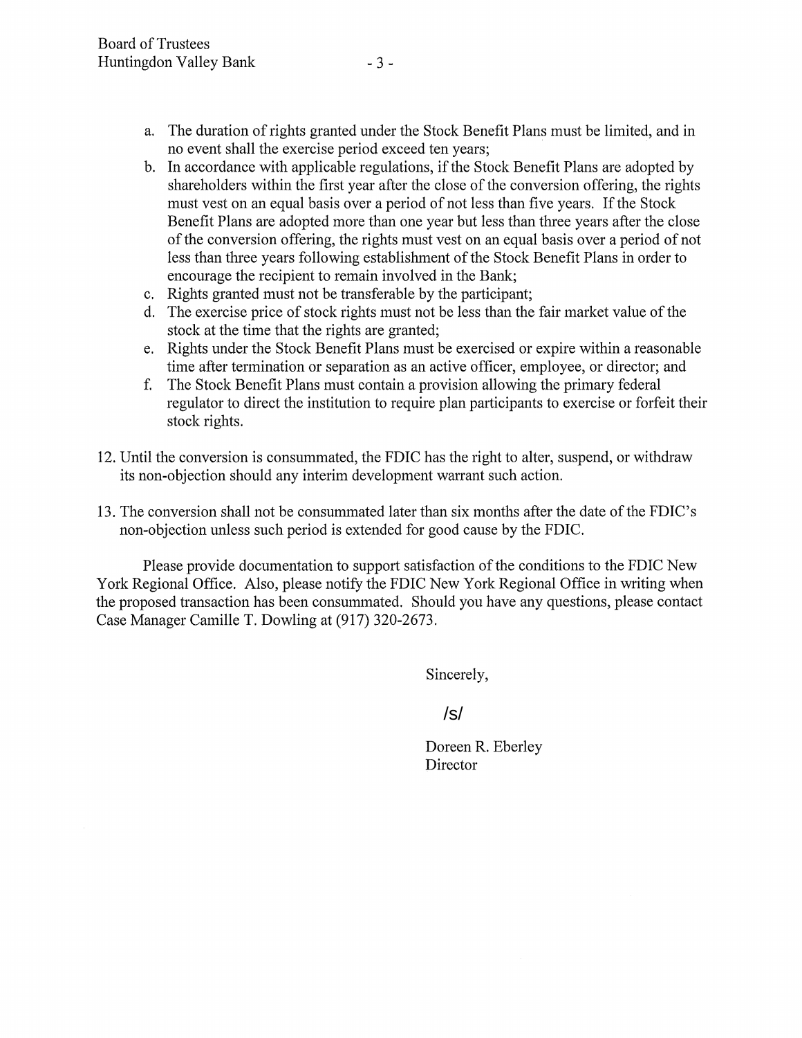a. The duration of rights granted under the Stock Benefit Plans must be limited, and in no event shall the exercise period exceed ten years;
b. In accordance with applicable regulations, if the Stock Benefit Plans are adopted by shareholders within the first year after the close of the conversion offering, the rights must vest on an equal basis over a period of not less than five years. If the Stock Benefit Plans are adopted more than one year but less than three years after the close of the conversion offering, the rights must vest on an equal basis over a period of not less than three years following establishment of the Stock Benefit Plans in order to encourage the recipient to remain involved in the Bank;
c. Rights granted must not be transferable by the participant;
d. The exercise price of stock rights must not be less than the fair market value of the stock at the time that the rights are granted;
e. Rights under the Stock Benefit Plans must be exercised or expire within a reasonable time after termination or separation as an active officer, employee, or director; and
f. The Stock Benefit Plans must contain a provision allowing the primary federal regulator to direct the institution to require plan participants to exercise or forfeit their stock rights.

12. Until the conversion is consummated, the FDIC has the right to alter, suspend, or withdraw its non-objection should any interim development warrant such action.

13. The conversion shall not be consummated later than six months after the date of the FDIC's non-objection unless such period is extended for good cause by the FDIC.

Please provide documentation to support satisfaction of the conditions to the FDIC New York Regional Office. Also, please notify the FDIC New York Regional Office in writing when the proposed transaction has been consummated. Should you have any questions, please contact Case Manager Camille T. Dowling at (917) 320-2673.

Sincerely,

/s/

Doreen R. Eberley
Director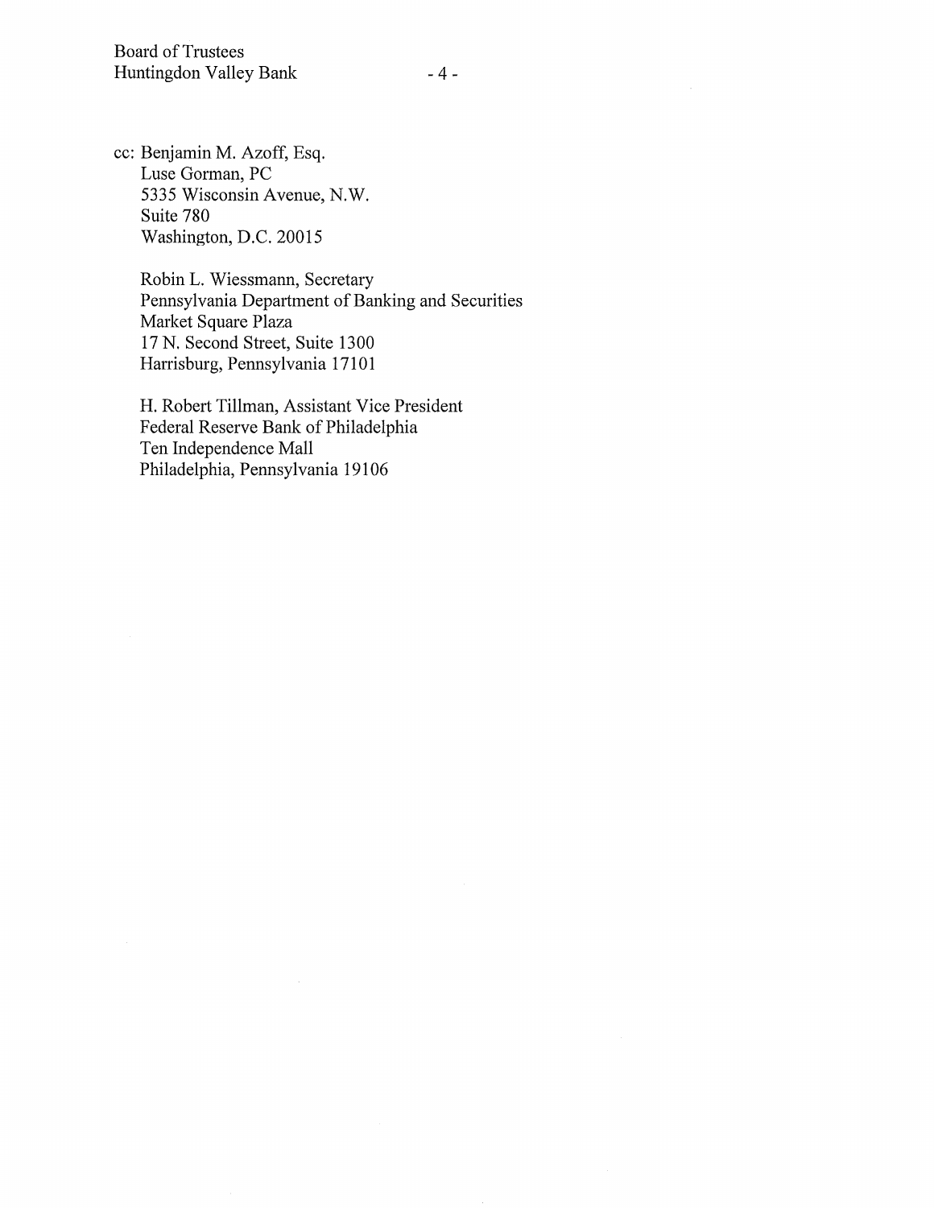cc: Benjamin M. Azoff, Esq.
Luse Gorman, PC
5335 Wisconsin Avenue, N.W.
Suite 780
Washington, D.C. 20015

Robin L. Wiessmann, Secretary
Pennsylvania Department of Banking and Securities
Market Square Plaza
17 N. Second Street, Suite 1300
Harrisburg, Pennsylvania 17101

H. Robert Tillman, Assistant Vice President
Federal Reserve Bank of Philadelphia
Ten Independence Mall
Philadelphia, Pennsylvania 19106